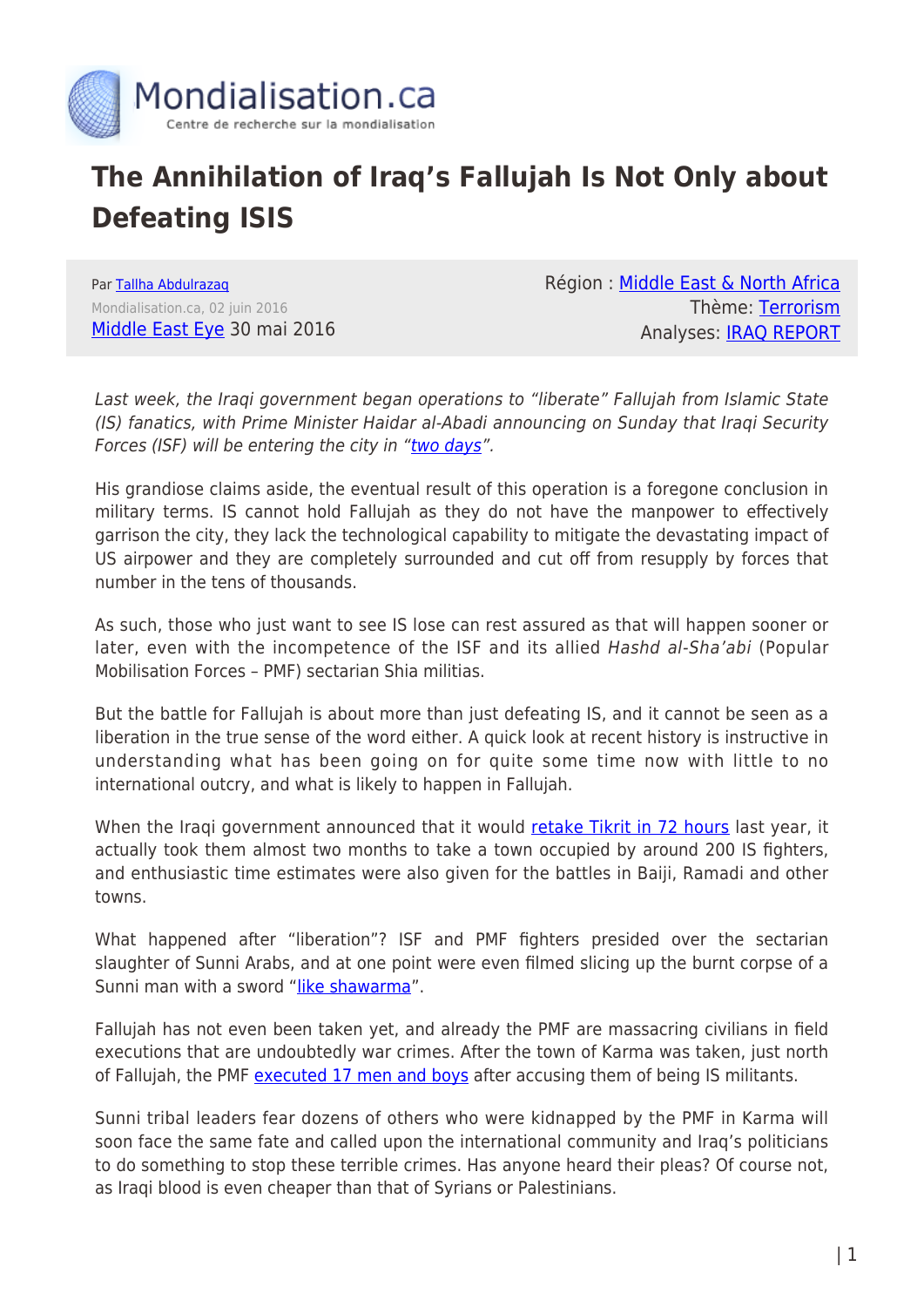# The Annihilation of Iraq's Fallujah Is Not Only about Defeating ISIS

Par Tallha Abdulrazaq
Mondialisation.ca, 02 juin 2016
Middle East Eye 30 mai 2016

Région : Middle East & North Africa
Thème: Terrorism
Analyses: IRAQ REPORT

*Last week, the Iraqi government began operations to "liberate" Fallujah from Islamic State (IS) fanatics, with Prime Minister Haidar al-Abadi announcing on Sunday that Iraqi Security Forces (ISF) will be entering the city in "two days".*

His grandiose claims aside, the eventual result of this operation is a foregone conclusion in military terms. IS cannot hold Fallujah as they do not have the manpower to effectively garrison the city, they lack the technological capability to mitigate the devastating impact of US airpower and they are completely surrounded and cut off from resupply by forces that number in the tens of thousands.

As such, those who just want to see IS lose can rest assured as that will happen sooner or later, even with the incompetence of the ISF and its allied *Hashd al-Sha'abi* (Popular Mobilisation Forces – PMF) sectarian Shia militias.

But the battle for Fallujah is about more than just defeating IS, and it cannot be seen as a liberation in the true sense of the word either. A quick look at recent history is instructive in understanding what has been going on for quite some time now with little to no international outcry, and what is likely to happen in Fallujah.

When the Iraqi government announced that it would retake Tikrit in 72 hours last year, it actually took them almost two months to take a town occupied by around 200 IS fighters, and enthusiastic time estimates were also given for the battles in Baiji, Ramadi and other towns.

What happened after "liberation"? ISF and PMF fighters presided over the sectarian slaughter of Sunni Arabs, and at one point were even filmed slicing up the burnt corpse of a Sunni man with a sword "like shawarma".

Fallujah has not even been taken yet, and already the PMF are massacring civilians in field executions that are undoubtedly war crimes. After the town of Karma was taken, just north of Fallujah, the PMF executed 17 men and boys after accusing them of being IS militants.

Sunni tribal leaders fear dozens of others who were kidnapped by the PMF in Karma will soon face the same fate and called upon the international community and Iraq's politicians to do something to stop these terrible crimes. Has anyone heard their pleas? Of course not, as Iraqi blood is even cheaper than that of Syrians or Palestinians.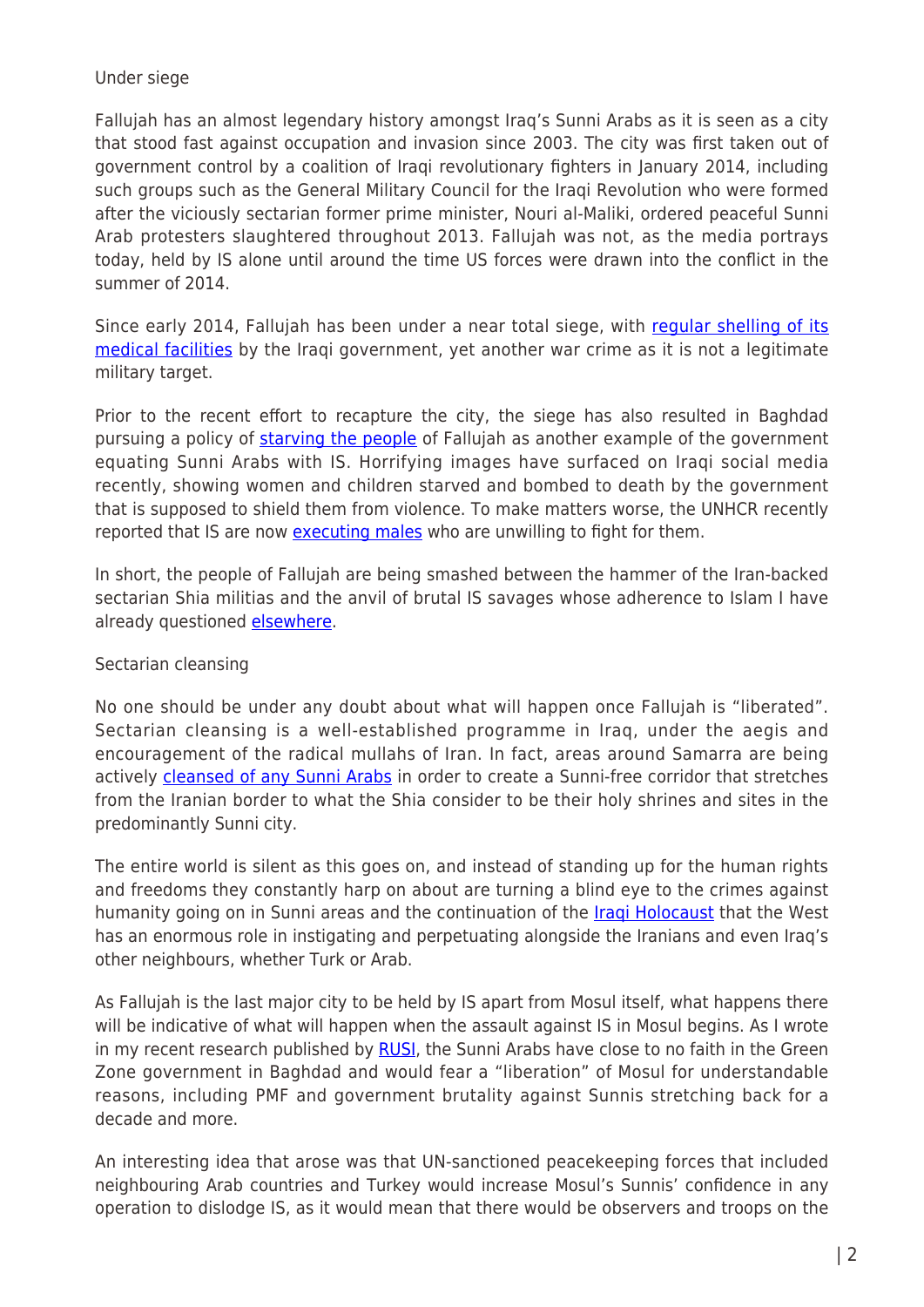## Under siege

Fallujah has an almost legendary history amongst Iraq's Sunni Arabs as it is seen as a city that stood fast against occupation and invasion since 2003. The city was first taken out of government control by a coalition of Iraqi revolutionary fighters in January 2014, including such groups such as the General Military Council for the Iraqi Revolution who were formed after the viciously sectarian former prime minister, Nouri al-Maliki, ordered peaceful Sunni Arab protesters slaughtered throughout 2013. Fallujah was not, as the media portrays today, held by IS alone until around the time US forces were drawn into the conflict in the summer of 2014.

Since early 2014, Fallujah has been under a near total siege, with regular shelling of its medical facilities by the Iraqi government, yet another war crime as it is not a legitimate military target.

Prior to the recent effort to recapture the city, the siege has also resulted in Baghdad pursuing a policy of starving the people of Fallujah as another example of the government equating Sunni Arabs with IS. Horrifying images have surfaced on Iraqi social media recently, showing women and children starved and bombed to death by the government that is supposed to shield them from violence. To make matters worse, the UNHCR recently reported that IS are now executing males who are unwilling to fight for them.

In short, the people of Fallujah are being smashed between the hammer of the Iran-backed sectarian Shia militias and the anvil of brutal IS savages whose adherence to Islam I have already questioned elsewhere.

## Sectarian cleansing

No one should be under any doubt about what will happen once Fallujah is "liberated". Sectarian cleansing is a well-established programme in Iraq, under the aegis and encouragement of the radical mullahs of Iran. In fact, areas around Samarra are being actively cleansed of any Sunni Arabs in order to create a Sunni-free corridor that stretches from the Iranian border to what the Shia consider to be their holy shrines and sites in the predominantly Sunni city.

The entire world is silent as this goes on, and instead of standing up for the human rights and freedoms they constantly harp on about are turning a blind eye to the crimes against humanity going on in Sunni areas and the continuation of the Iraqi Holocaust that the West has an enormous role in instigating and perpetuating alongside the Iranians and even Iraq's other neighbours, whether Turk or Arab.

As Fallujah is the last major city to be held by IS apart from Mosul itself, what happens there will be indicative of what will happen when the assault against IS in Mosul begins. As I wrote in my recent research published by RUSI, the Sunni Arabs have close to no faith in the Green Zone government in Baghdad and would fear a "liberation" of Mosul for understandable reasons, including PMF and government brutality against Sunnis stretching back for a decade and more.

An interesting idea that arose was that UN-sanctioned peacekeeping forces that included neighbouring Arab countries and Turkey would increase Mosul's Sunnis' confidence in any operation to dislodge IS, as it would mean that there would be observers and troops on the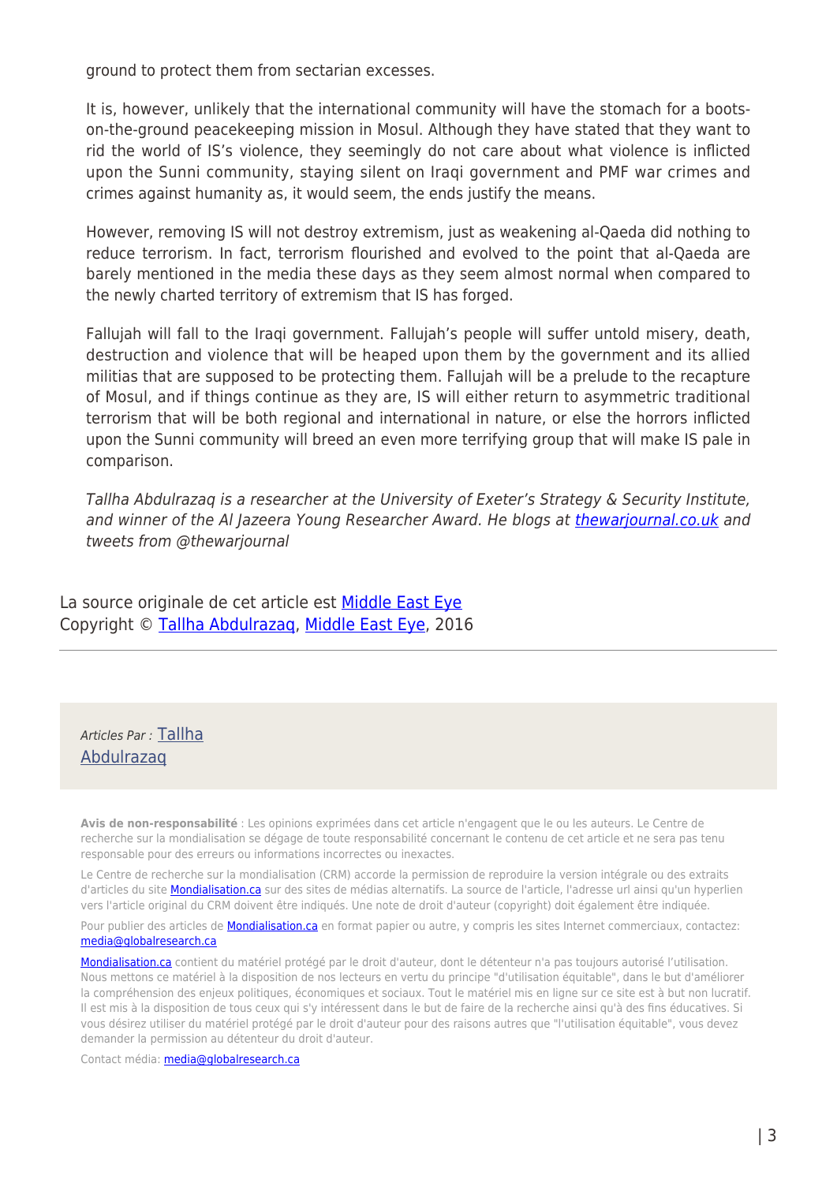ground to protect them from sectarian excesses.

It is, however, unlikely that the international community will have the stomach for a boots-on-the-ground peacekeeping mission in Mosul. Although they have stated that they want to rid the world of IS's violence, they seemingly do not care about what violence is inflicted upon the Sunni community, staying silent on Iraqi government and PMF war crimes and crimes against humanity as, it would seem, the ends justify the means.

However, removing IS will not destroy extremism, just as weakening al-Qaeda did nothing to reduce terrorism. In fact, terrorism flourished and evolved to the point that al-Qaeda are barely mentioned in the media these days as they seem almost normal when compared to the newly charted territory of extremism that IS has forged.

Fallujah will fall to the Iraqi government. Fallujah's people will suffer untold misery, death, destruction and violence that will be heaped upon them by the government and its allied militias that are supposed to be protecting them. Fallujah will be a prelude to the recapture of Mosul, and if things continue as they are, IS will either return to asymmetric traditional terrorism that will be both regional and international in nature, or else the horrors inflicted upon the Sunni community will breed an even more terrifying group that will make IS pale in comparison.

*Tallha Abdulrazaq is a researcher at the University of Exeter's Strategy & Security Institute, and winner of the Al Jazeera Young Researcher Award. He blogs at [thewarjournal.co.uk](thewarjournal.co.uk) and tweets from @thewarjournal*

La source originale de cet article est [Middle East Eye](Middle East Eye)
Copyright © [Tallha Abdulrazaq](Tallha Abdulrazaq), [Middle East Eye](Middle East Eye), 2016

---

*Articles Par :* [Tallha Abdulrazaq](Tallha Abdulrazaq)

**Avis de non-responsabilité** : Les opinions exprimées dans cet article n'engagent que le ou les auteurs. Le Centre de recherche sur la mondialisation se dégage de toute responsabilité concernant le contenu de cet article et ne sera pas tenu responsable pour des erreurs ou informations incorrectes ou inexactes.

Le Centre de recherche sur la mondialisation (CRM) accorde la permission de reproduire la version intégrale ou des extraits d'articles du site [Mondialisation.ca](Mondialisation.ca) sur des sites de médias alternatifs. La source de l'article, l'adresse url ainsi qu'un hyperlien vers l'article original du CRM doivent être indiqués. Une note de droit d'auteur (copyright) doit également être indiquée.

Pour publier des articles de [Mondialisation.ca](Mondialisation.ca) en format papier ou autre, y compris les sites Internet commerciaux, contactez: [media@globalresearch.ca](media@globalresearch.ca)

[Mondialisation.ca](Mondialisation.ca) contient du matériel protégé par le droit d'auteur, dont le détenteur n'a pas toujours autorisé l'utilisation. Nous mettons ce matériel à la disposition de nos lecteurs en vertu du principe "d'utilisation équitable", dans le but d'améliorer la compréhension des enjeux politiques, économiques et sociaux. Tout le matériel mis en ligne sur ce site est à but non lucratif. Il est mis à la disposition de tous ceux qui s'y intéressent dans le but de faire de la recherche ainsi qu'à des fins éducatives. Si vous désirez utiliser du matériel protégé par le droit d'auteur pour des raisons autres que "l'utilisation équitable", vous devez demander la permission au détenteur du droit d'auteur.

Contact média: [media@globalresearch.ca](media@globalresearch.ca)